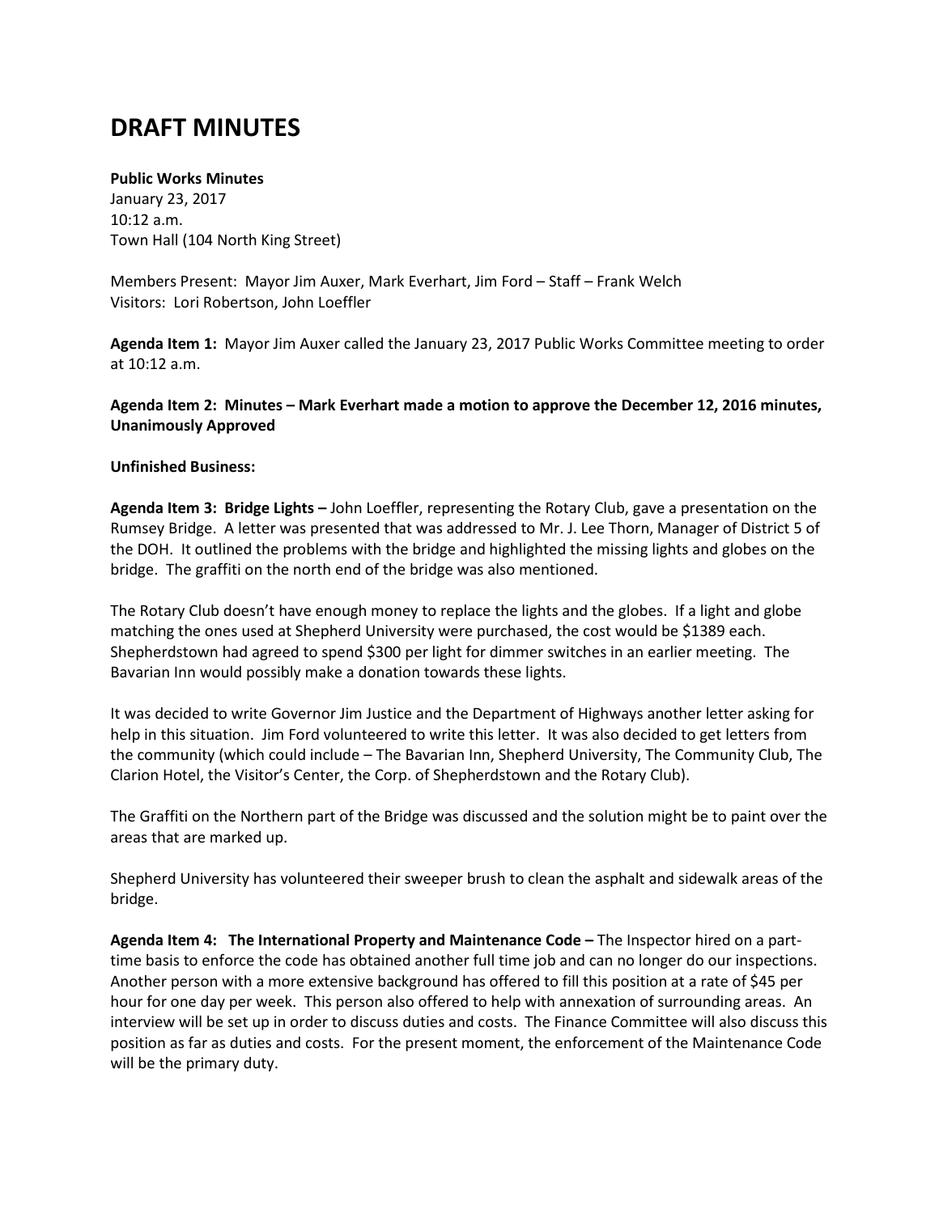# DRAFT MINUTES

**Public Works Minutes**
January 23, 2017
10:12 a.m.
Town Hall (104 North King Street)

Members Present: Mayor Jim Auxer, Mark Everhart, Jim Ford – Staff – Frank Welch
Visitors: Lori Robertson, John Loeffler

**Agenda Item 1:** Mayor Jim Auxer called the January 23, 2017 Public Works Committee meeting to order at 10:12 a.m.

**Agenda Item 2: Minutes – Mark Everhart made a motion to approve the December 12, 2016 minutes, Unanimously Approved**

**Unfinished Business:**

**Agenda Item 3: Bridge Lights –** John Loeffler, representing the Rotary Club, gave a presentation on the Rumsey Bridge. A letter was presented that was addressed to Mr. J. Lee Thorn, Manager of District 5 of the DOH. It outlined the problems with the bridge and highlighted the missing lights and globes on the bridge. The graffiti on the north end of the bridge was also mentioned.

The Rotary Club doesn't have enough money to replace the lights and the globes. If a light and globe matching the ones used at Shepherd University were purchased, the cost would be $1389 each. Shepherdstown had agreed to spend $300 per light for dimmer switches in an earlier meeting. The Bavarian Inn would possibly make a donation towards these lights.

It was decided to write Governor Jim Justice and the Department of Highways another letter asking for help in this situation. Jim Ford volunteered to write this letter. It was also decided to get letters from the community (which could include – The Bavarian Inn, Shepherd University, The Community Club, The Clarion Hotel, the Visitor's Center, the Corp. of Shepherdstown and the Rotary Club).

The Graffiti on the Northern part of the Bridge was discussed and the solution might be to paint over the areas that are marked up.

Shepherd University has volunteered their sweeper brush to clean the asphalt and sidewalk areas of the bridge.

**Agenda Item 4: The International Property and Maintenance Code –** The Inspector hired on a part-time basis to enforce the code has obtained another full time job and can no longer do our inspections. Another person with a more extensive background has offered to fill this position at a rate of $45 per hour for one day per week. This person also offered to help with annexation of surrounding areas. An interview will be set up in order to discuss duties and costs. The Finance Committee will also discuss this position as far as duties and costs. For the present moment, the enforcement of the Maintenance Code will be the primary duty.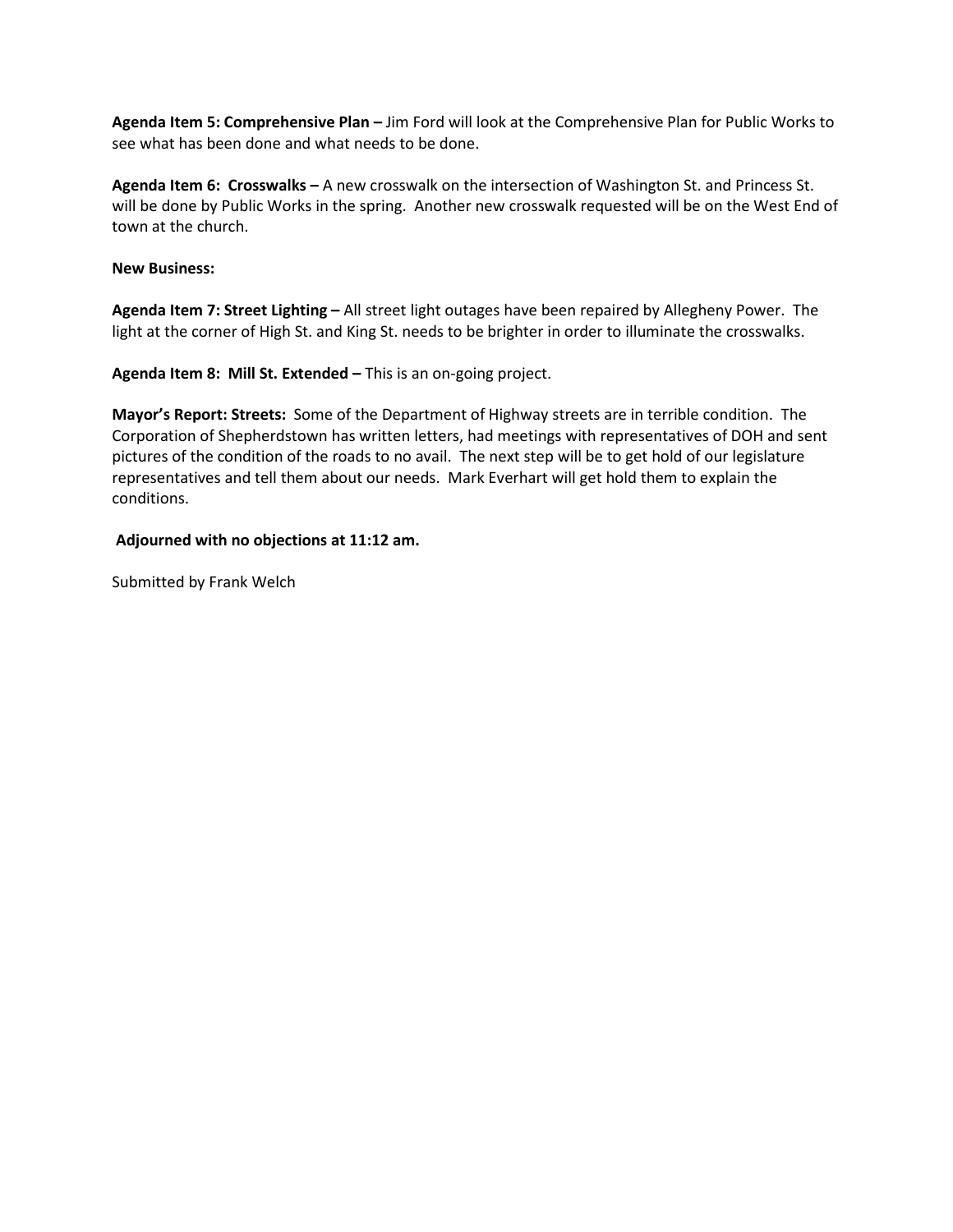**Agenda Item 5: Comprehensive Plan –** Jim Ford will look at the Comprehensive Plan for Public Works to see what has been done and what needs to be done.

**Agenda Item 6: Crosswalks –** A new crosswalk on the intersection of Washington St. and Princess St. will be done by Public Works in the spring. Another new crosswalk requested will be on the West End of town at the church.

**New Business:**

**Agenda Item 7: Street Lighting –** All street light outages have been repaired by Allegheny Power. The light at the corner of High St. and King St. needs to be brighter in order to illuminate the crosswalks.

**Agenda Item 8: Mill St. Extended –** This is an on-going project.

**Mayor's Report: Streets:** Some of the Department of Highway streets are in terrible condition. The Corporation of Shepherdstown has written letters, had meetings with representatives of DOH and sent pictures of the condition of the roads to no avail. The next step will be to get hold of our legislature representatives and tell them about our needs. Mark Everhart will get hold them to explain the conditions.

**Adjourned with no objections at 11:12 am.**

Submitted by Frank Welch